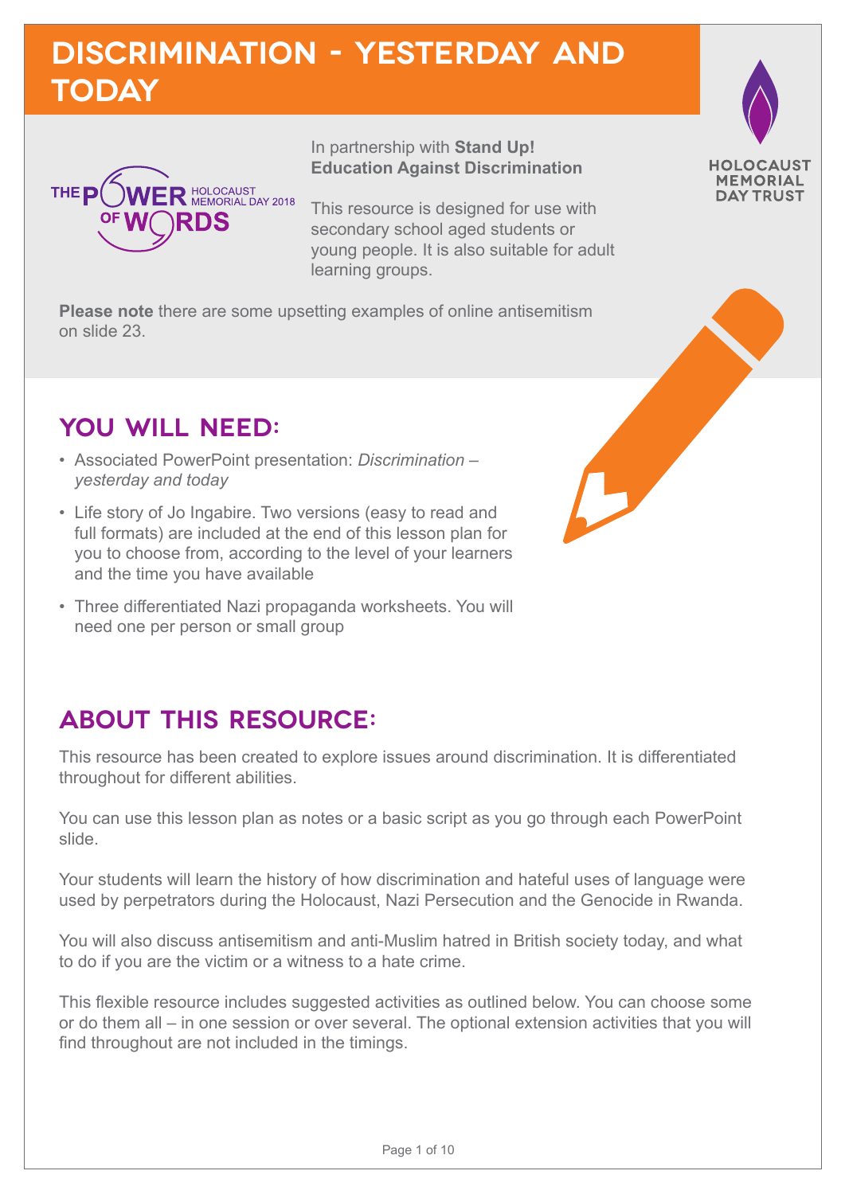# DISCRIMINATION - YESTERDAY AND TODAY

THE POWER OF WORDS HOLOCAUST MEMORIAL DAY 2018

HOLOCAUST MEMORIAL DAY TRUST

In partnership with **Stand Up! Education Against Discrimination**

This resource is designed for use with secondary school aged students or young people. It is also suitable for adult learning groups.

**Please note** there are some upsetting examples of online antisemitism on slide 23.

## YOU WILL NEED:

- Associated PowerPoint presentation: *Discrimination – yesterday and today*
- Life story of Jo Ingabire. Two versions (easy to read and full formats) are included at the end of this lesson plan for you to choose from, according to the level of your learners and the time you have available
- Three differentiated Nazi propaganda worksheets. You will need one per person or small group

## ABOUT THIS RESOURCE:

This resource has been created to explore issues around discrimination. It is differentiated throughout for different abilities.

You can use this lesson plan as notes or a basic script as you go through each PowerPoint slide.

Your students will learn the history of how discrimination and hateful uses of language were used by perpetrators during the Holocaust, Nazi Persecution and the Genocide in Rwanda.

You will also discuss antisemitism and anti-Muslim hatred in British society today, and what to do if you are the victim or a witness to a hate crime.

This flexible resource includes suggested activities as outlined below. You can choose some or do them all – in one session or over several. The optional extension activities that you will find throughout are not included in the timings.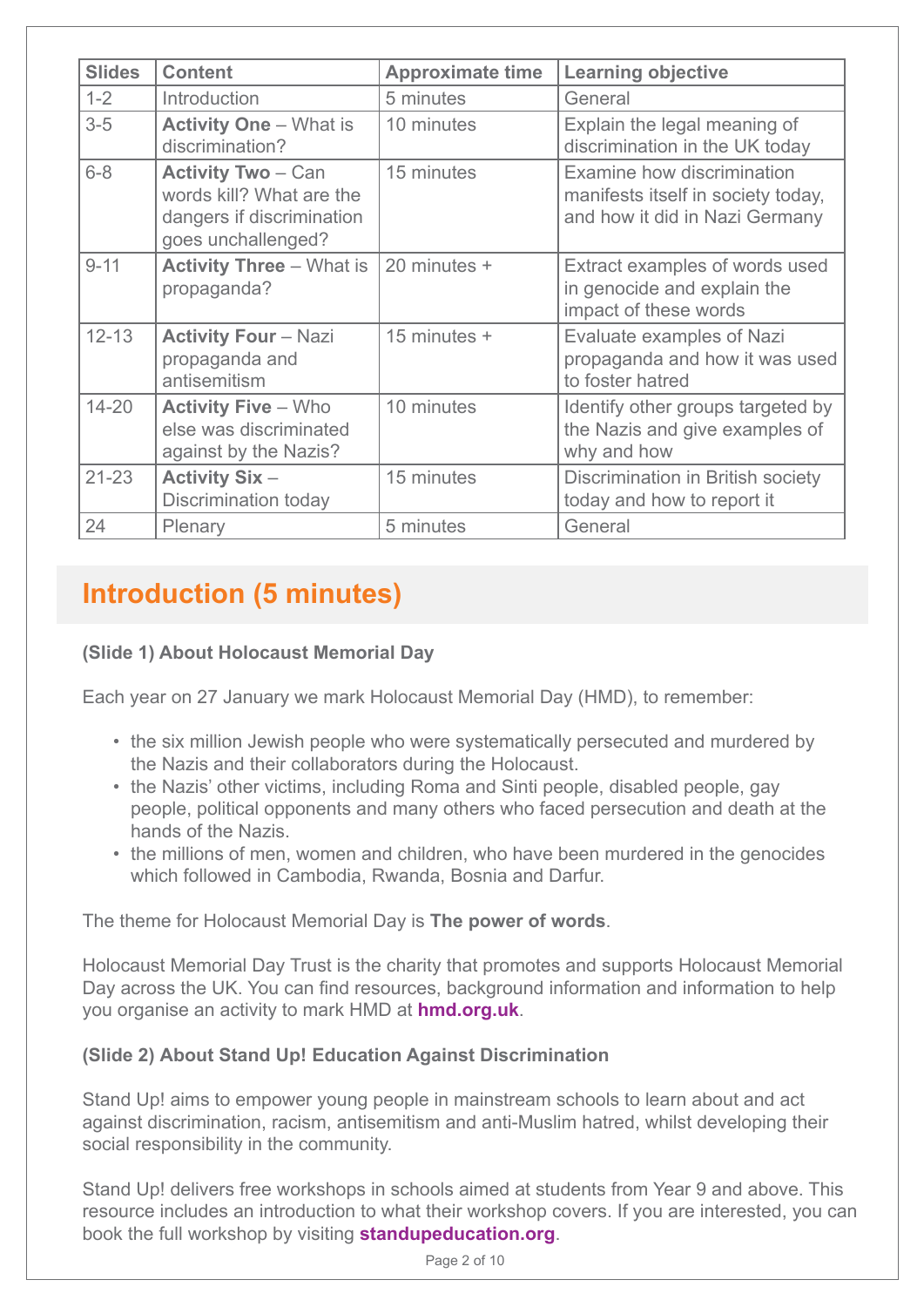| Slides | Content | Approximate time | Learning objective |
|---|---|---|---|
| 1-2 | Introduction | 5 minutes | General |
| 3-5 | **Activity One** – What is discrimination? | 10 minutes | Explain the legal meaning of discrimination in the UK today |
| 6-8 | **Activity Two** – Can words kill? What are the dangers if discrimination goes unchallenged? | 15 minutes | Examine how discrimination manifests itself in society today, and how it did in Nazi Germany |
| 9-11 | **Activity Three** – What is propaganda? | 20 minutes + | Extract examples of words used in genocide and explain the impact of these words |
| 12-13 | **Activity Four** – Nazi propaganda and antisemitism | 15 minutes + | Evaluate examples of Nazi propaganda and how it was used to foster hatred |
| 14-20 | **Activity Five** – Who else was discriminated against by the Nazis? | 10 minutes | Identify other groups targeted by the Nazis and give examples of why and how |
| 21-23 | **Activity Six** – Discrimination today | 15 minutes | Discrimination in British society today and how to report it |
| 24 | Plenary | 5 minutes | General |

## Introduction (5 minutes)

**(Slide 1) About Holocaust Memorial Day**

Each year on 27 January we mark Holocaust Memorial Day (HMD), to remember:

- the six million Jewish people who were systematically persecuted and murdered by the Nazis and their collaborators during the Holocaust.
- the Nazis' other victims, including Roma and Sinti people, disabled people, gay people, political opponents and many others who faced persecution and death at the hands of the Nazis.
- the millions of men, women and children, who have been murdered in the genocides which followed in Cambodia, Rwanda, Bosnia and Darfur.

The theme for Holocaust Memorial Day is **The power of words**.

Holocaust Memorial Day Trust is the charity that promotes and supports Holocaust Memorial Day across the UK. You can find resources, background information and information to help you organise an activity to mark HMD at **hmd.org.uk**.

**(Slide 2) About Stand Up! Education Against Discrimination**

Stand Up! aims to empower young people in mainstream schools to learn about and act against discrimination, racism, antisemitism and anti-Muslim hatred, whilst developing their social responsibility in the community.

Stand Up! delivers free workshops in schools aimed at students from Year 9 and above. This resource includes an introduction to what their workshop covers. If you are interested, you can book the full workshop by visiting **standupeducation.org**.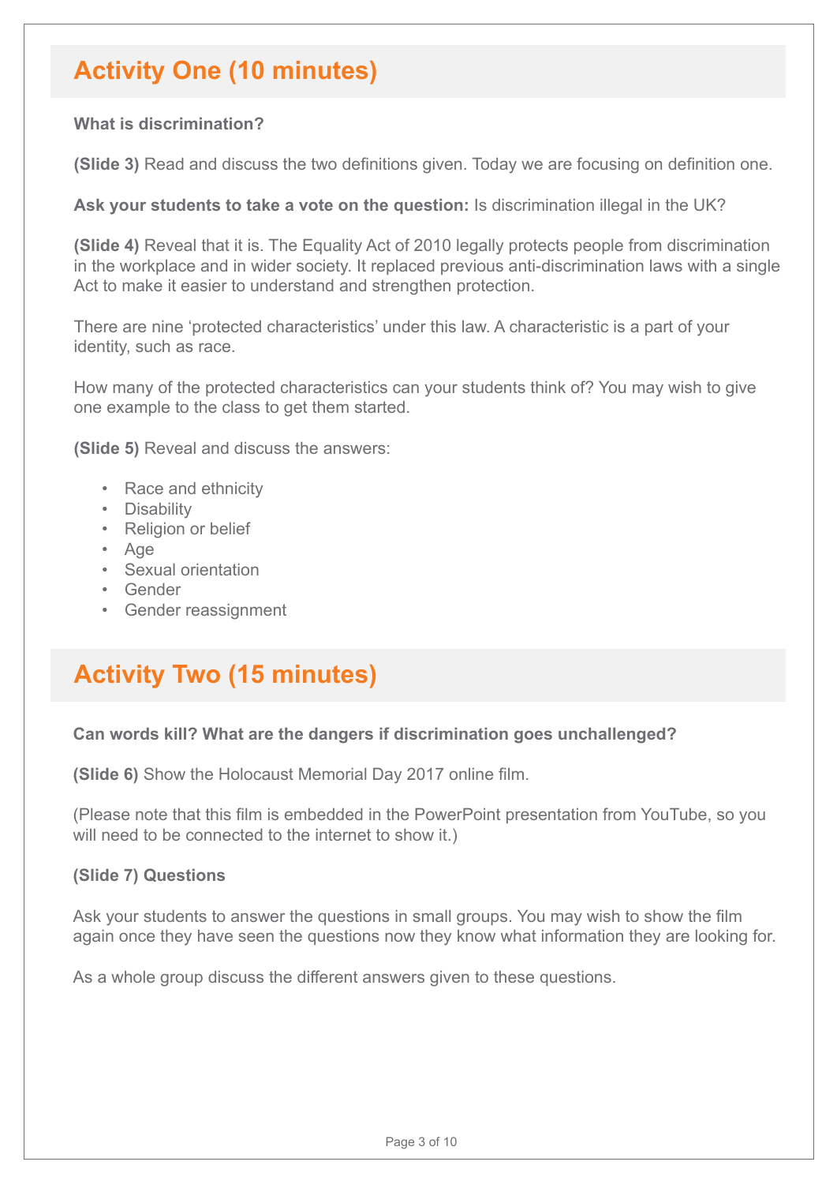## Activity One (10 minutes)

**What is discrimination?**

**(Slide 3)** Read and discuss the two definitions given. Today we are focusing on definition one.

**Ask your students to take a vote on the question:** Is discrimination illegal in the UK?

**(Slide 4)** Reveal that it is. The Equality Act of 2010 legally protects people from discrimination in the workplace and in wider society. It replaced previous anti-discrimination laws with a single Act to make it easier to understand and strengthen protection.

There are nine 'protected characteristics' under this law. A characteristic is a part of your identity, such as race.

How many of the protected characteristics can your students think of? You may wish to give one example to the class to get them started.

**(Slide 5)** Reveal and discuss the answers:

- Race and ethnicity
- Disability
- Religion or belief
- Age
- Sexual orientation
- Gender
- Gender reassignment

## Activity Two (15 minutes)

**Can words kill? What are the dangers if discrimination goes unchallenged?**

**(Slide 6)** Show the Holocaust Memorial Day 2017 online film.

(Please note that this film is embedded in the PowerPoint presentation from YouTube, so you will need to be connected to the internet to show it.)

**(Slide 7) Questions**

Ask your students to answer the questions in small groups. You may wish to show the film again once they have seen the questions now they know what information they are looking for.

As a whole group discuss the different answers given to these questions.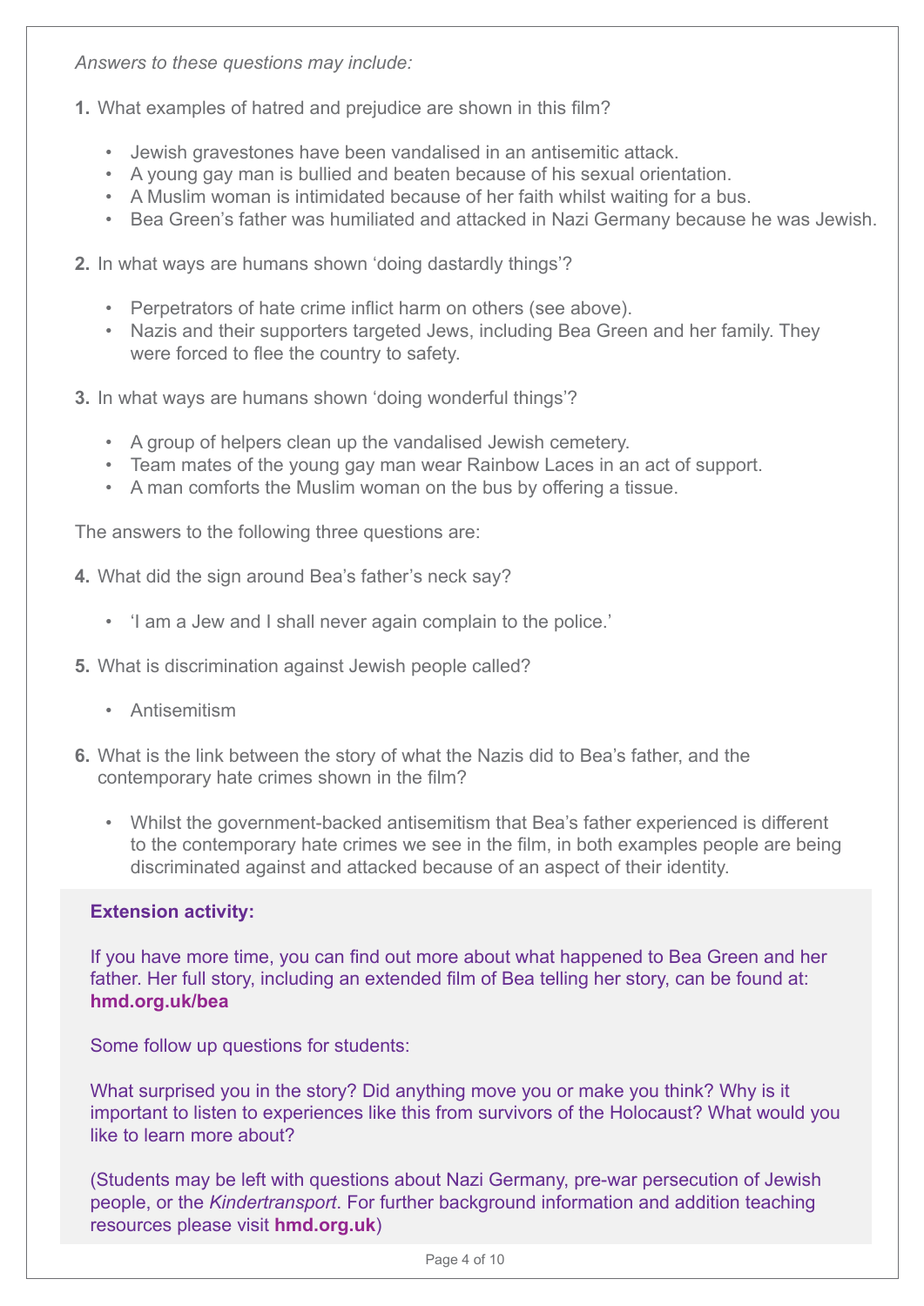*Answers to these questions may include:*

1. What examples of hatred and prejudice are shown in this film?
    - Jewish gravestones have been vandalised in an antisemitic attack.
    - A young gay man is bullied and beaten because of his sexual orientation.
    - A Muslim woman is intimidated because of her faith whilst waiting for a bus.
    - Bea Green's father was humiliated and attacked in Nazi Germany because he was Jewish.

2. In what ways are humans shown 'doing dastardly things'?
    - Perpetrators of hate crime inflict harm on others (see above).
    - Nazis and their supporters targeted Jews, including Bea Green and her family. They were forced to flee the country to safety.

3. In what ways are humans shown 'doing wonderful things'?
    - A group of helpers clean up the vandalised Jewish cemetery.
    - Team mates of the young gay man wear Rainbow Laces in an act of support.
    - A man comforts the Muslim woman on the bus by offering a tissue.

The answers to the following three questions are:

4. What did the sign around Bea's father's neck say?
    - 'I am a Jew and I shall never again complain to the police.'

5. What is discrimination against Jewish people called?
    - Antisemitism

6. What is the link between the story of what the Nazis did to Bea's father, and the contemporary hate crimes shown in the film?
    - Whilst the government-backed antisemitism that Bea's father experienced is different to the contemporary hate crimes we see in the film, in both examples people are being discriminated against and attacked because of an aspect of their identity.

**Extension activity:**

If you have more time, you can find out more about what happened to Bea Green and her father. Her full story, including an extended film of Bea telling her story, can be found at: **hmd.org.uk/bea**

Some follow up questions for students:

What surprised you in the story? Did anything move you or make you think? Why is it important to listen to experiences like this from survivors of the Holocaust? What would you like to learn more about?

(Students may be left with questions about Nazi Germany, pre-war persecution of Jewish people, or the *Kindertransport*. For further background information and addition teaching resources please visit **hmd.org.uk**)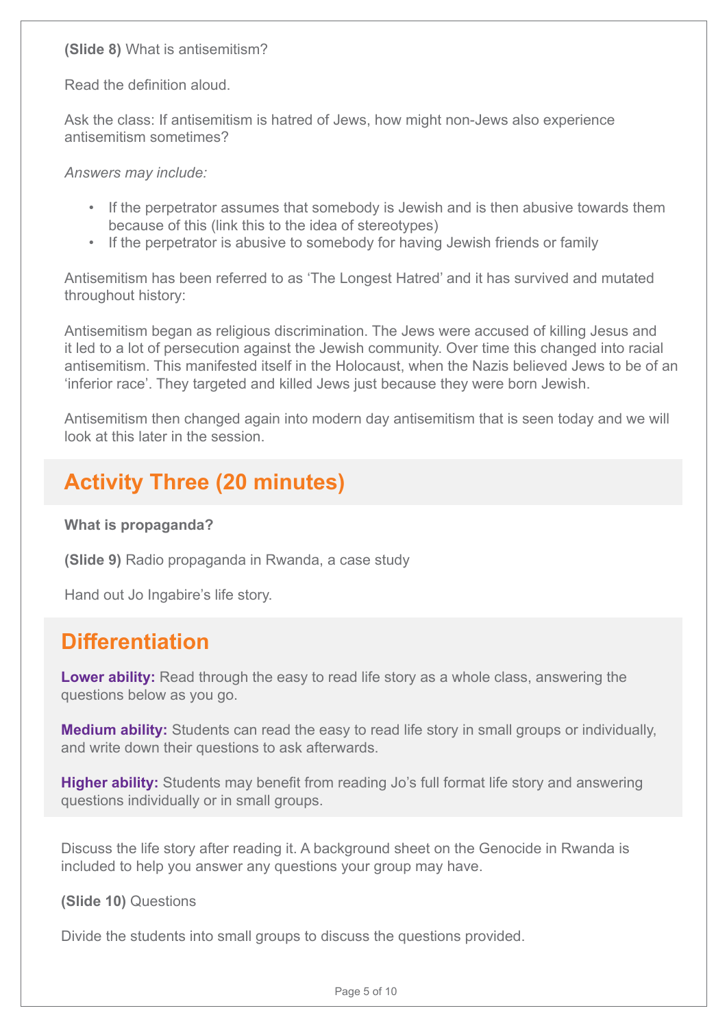**(Slide 8)** What is antisemitism?

Read the definition aloud.

Ask the class: If antisemitism is hatred of Jews, how might non-Jews also experience antisemitism sometimes?

*Answers may include:*

- If the perpetrator assumes that somebody is Jewish and is then abusive towards them because of this (link this to the idea of stereotypes)
- If the perpetrator is abusive to somebody for having Jewish friends or family

Antisemitism has been referred to as 'The Longest Hatred' and it has survived and mutated throughout history:

Antisemitism began as religious discrimination. The Jews were accused of killing Jesus and it led to a lot of persecution against the Jewish community. Over time this changed into racial antisemitism. This manifested itself in the Holocaust, when the Nazis believed Jews to be of an 'inferior race'. They targeted and killed Jews just because they were born Jewish.

Antisemitism then changed again into modern day antisemitism that is seen today and we will look at this later in the session.

## Activity Three (20 minutes)

**What is propaganda?**

**(Slide 9)** Radio propaganda in Rwanda, a case study

Hand out Jo Ingabire's life story.

## Differentiation

**Lower ability:** Read through the easy to read life story as a whole class, answering the questions below as you go.

**Medium ability:** Students can read the easy to read life story in small groups or individually, and write down their questions to ask afterwards.

**Higher ability:** Students may benefit from reading Jo's full format life story and answering questions individually or in small groups.

Discuss the life story after reading it. A background sheet on the Genocide in Rwanda is included to help you answer any questions your group may have.

**(Slide 10)** Questions

Divide the students into small groups to discuss the questions provided.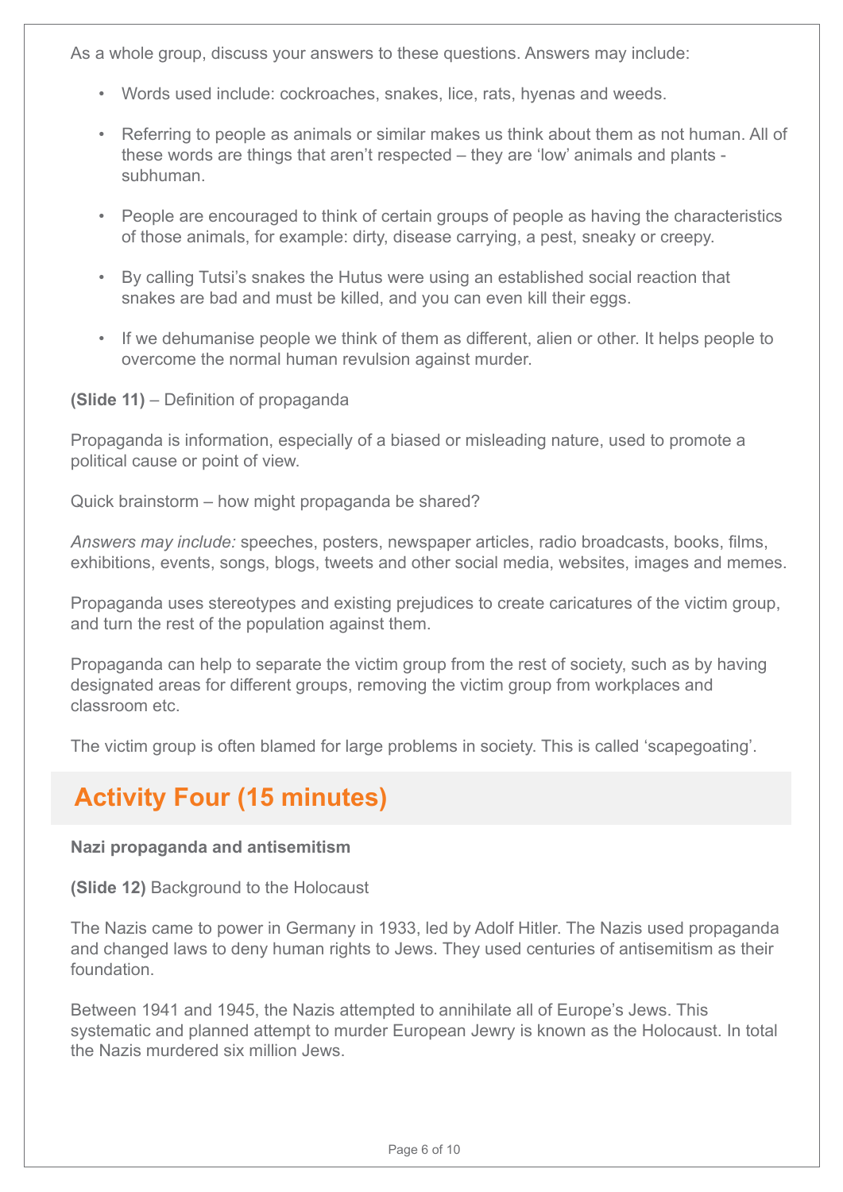As a whole group, discuss your answers to these questions. Answers may include:

- Words used include: cockroaches, snakes, lice, rats, hyenas and weeds.
- Referring to people as animals or similar makes us think about them as not human. All of these words are things that aren't respected – they are 'low' animals and plants - subhuman.
- People are encouraged to think of certain groups of people as having the characteristics of those animals, for example: dirty, disease carrying, a pest, sneaky or creepy.
- By calling Tutsi's snakes the Hutus were using an established social reaction that snakes are bad and must be killed, and you can even kill their eggs.
- If we dehumanise people we think of them as different, alien or other. It helps people to overcome the normal human revulsion against murder.

**(Slide 11)** – Definition of propaganda

Propaganda is information, especially of a biased or misleading nature, used to promote a political cause or point of view.

Quick brainstorm – how might propaganda be shared?

*Answers may include:* speeches, posters, newspaper articles, radio broadcasts, books, films, exhibitions, events, songs, blogs, tweets and other social media, websites, images and memes.

Propaganda uses stereotypes and existing prejudices to create caricatures of the victim group, and turn the rest of the population against them.

Propaganda can help to separate the victim group from the rest of society, such as by having designated areas for different groups, removing the victim group from workplaces and classroom etc.

The victim group is often blamed for large problems in society. This is called 'scapegoating'.

## Activity Four (15 minutes)

**Nazi propaganda and antisemitism**

**(Slide 12)** Background to the Holocaust

The Nazis came to power in Germany in 1933, led by Adolf Hitler. The Nazis used propaganda and changed laws to deny human rights to Jews. They used centuries of antisemitism as their foundation.

Between 1941 and 1945, the Nazis attempted to annihilate all of Europe's Jews. This systematic and planned attempt to murder European Jewry is known as the Holocaust. In total the Nazis murdered six million Jews.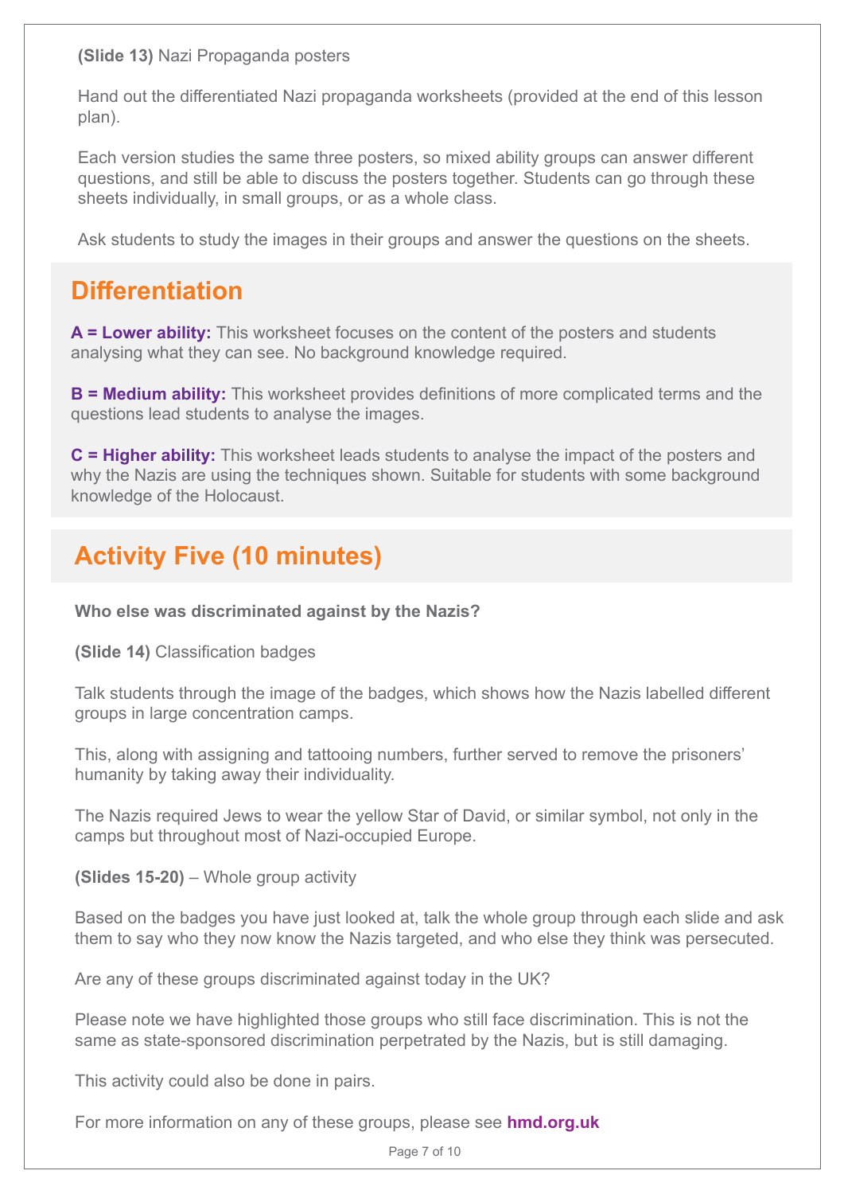**(Slide 13)** Nazi Propaganda posters

Hand out the differentiated Nazi propaganda worksheets (provided at the end of this lesson plan).

Each version studies the same three posters, so mixed ability groups can answer different questions, and still be able to discuss the posters together. Students can go through these sheets individually, in small groups, or as a whole class.

Ask students to study the images in their groups and answer the questions on the sheets.

## Differentiation

**A = Lower ability:** This worksheet focuses on the content of the posters and students analysing what they can see. No background knowledge required.

**B = Medium ability:** This worksheet provides definitions of more complicated terms and the questions lead students to analyse the images.

**C = Higher ability:** This worksheet leads students to analyse the impact of the posters and why the Nazis are using the techniques shown. Suitable for students with some background knowledge of the Holocaust.

## Activity Five (10 minutes)

**Who else was discriminated against by the Nazis?**

**(Slide 14)** Classification badges

Talk students through the image of the badges, which shows how the Nazis labelled different groups in large concentration camps.

This, along with assigning and tattooing numbers, further served to remove the prisoners' humanity by taking away their individuality.

The Nazis required Jews to wear the yellow Star of David, or similar symbol, not only in the camps but throughout most of Nazi-occupied Europe.

**(Slides 15-20)** – Whole group activity

Based on the badges you have just looked at, talk the whole group through each slide and ask them to say who they now know the Nazis targeted, and who else they think was persecuted.

Are any of these groups discriminated against today in the UK?

Please note we have highlighted those groups who still face discrimination. This is not the same as state-sponsored discrimination perpetrated by the Nazis, but is still damaging.

This activity could also be done in pairs.

For more information on any of these groups, please see **hmd.org.uk**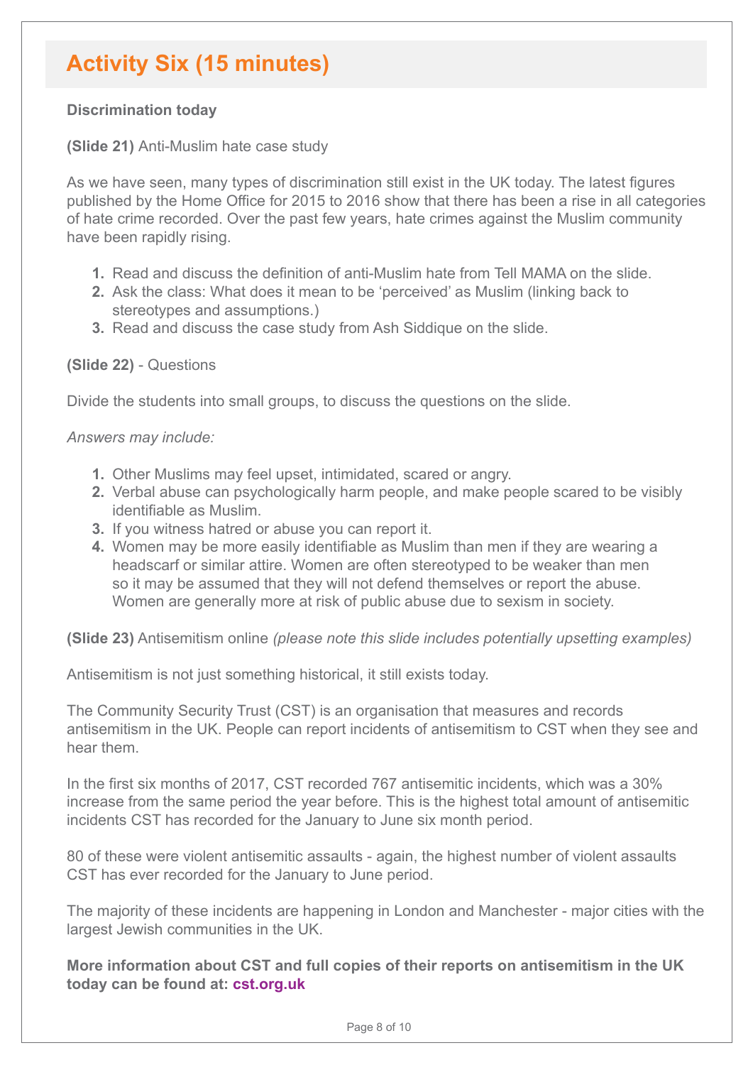## Activity Six (15 minutes)

**Discrimination today**

**(Slide 21)** Anti-Muslim hate case study

As we have seen, many types of discrimination still exist in the UK today. The latest figures published by the Home Office for 2015 to 2016 show that there has been a rise in all categories of hate crime recorded. Over the past few years, hate crimes against the Muslim community have been rapidly rising.

1. Read and discuss the definition of anti-Muslim hate from Tell MAMA on the slide.
2. Ask the class: What does it mean to be 'perceived' as Muslim (linking back to stereotypes and assumptions.)
3. Read and discuss the case study from Ash Siddique on the slide.

**(Slide 22)** - Questions

Divide the students into small groups, to discuss the questions on the slide.

*Answers may include:*

1. Other Muslims may feel upset, intimidated, scared or angry.
2. Verbal abuse can psychologically harm people, and make people scared to be visibly identifiable as Muslim.
3. If you witness hatred or abuse you can report it.
4. Women may be more easily identifiable as Muslim than men if they are wearing a headscarf or similar attire. Women are often stereotyped to be weaker than men so it may be assumed that they will not defend themselves or report the abuse. Women are generally more at risk of public abuse due to sexism in society.

**(Slide 23)** Antisemitism online *(please note this slide includes potentially upsetting examples)*

Antisemitism is not just something historical, it still exists today.

The Community Security Trust (CST) is an organisation that measures and records antisemitism in the UK. People can report incidents of antisemitism to CST when they see and hear them.

In the first six months of 2017, CST recorded 767 antisemitic incidents, which was a 30% increase from the same period the year before. This is the highest total amount of antisemitic incidents CST has recorded for the January to June six month period.

80 of these were violent antisemitic assaults - again, the highest number of violent assaults CST has ever recorded for the January to June period.

The majority of these incidents are happening in London and Manchester - major cities with the largest Jewish communities in the UK.

**More information about CST and full copies of their reports on antisemitism in the UK today can be found at: cst.org.uk**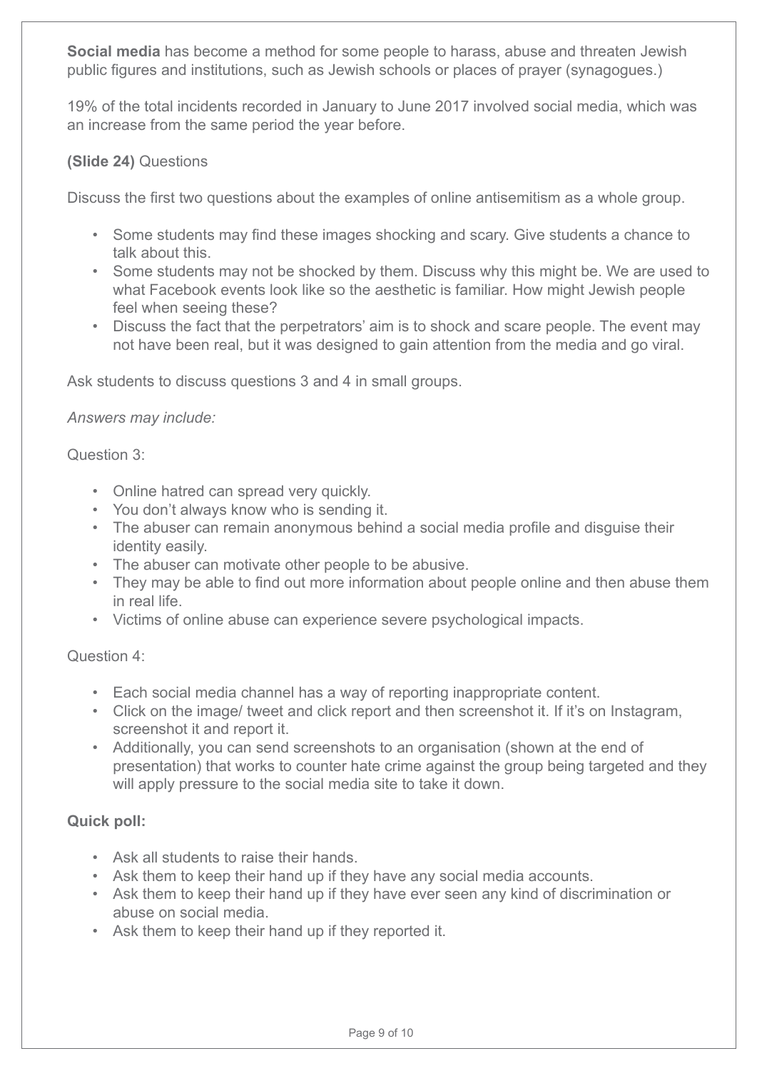**Social media** has become a method for some people to harass, abuse and threaten Jewish public figures and institutions, such as Jewish schools or places of prayer (synagogues.)

19% of the total incidents recorded in January to June 2017 involved social media, which was an increase from the same period the year before.

**(Slide 24)** Questions

Discuss the first two questions about the examples of online antisemitism as a whole group.

- Some students may find these images shocking and scary. Give students a chance to talk about this.
- Some students may not be shocked by them. Discuss why this might be. We are used to what Facebook events look like so the aesthetic is familiar. How might Jewish people feel when seeing these?
- Discuss the fact that the perpetrators' aim is to shock and scare people. The event may not have been real, but it was designed to gain attention from the media and go viral.

Ask students to discuss questions 3 and 4 in small groups.

*Answers may include:*

Question 3:

- Online hatred can spread very quickly.
- You don't always know who is sending it.
- The abuser can remain anonymous behind a social media profile and disguise their identity easily.
- The abuser can motivate other people to be abusive.
- They may be able to find out more information about people online and then abuse them in real life.
- Victims of online abuse can experience severe psychological impacts.

Question 4:

- Each social media channel has a way of reporting inappropriate content.
- Click on the image/ tweet and click report and then screenshot it. If it's on Instagram, screenshot it and report it.
- Additionally, you can send screenshots to an organisation (shown at the end of presentation) that works to counter hate crime against the group being targeted and they will apply pressure to the social media site to take it down.

**Quick poll:**

- Ask all students to raise their hands.
- Ask them to keep their hand up if they have any social media accounts.
- Ask them to keep their hand up if they have ever seen any kind of discrimination or abuse on social media.
- Ask them to keep their hand up if they reported it.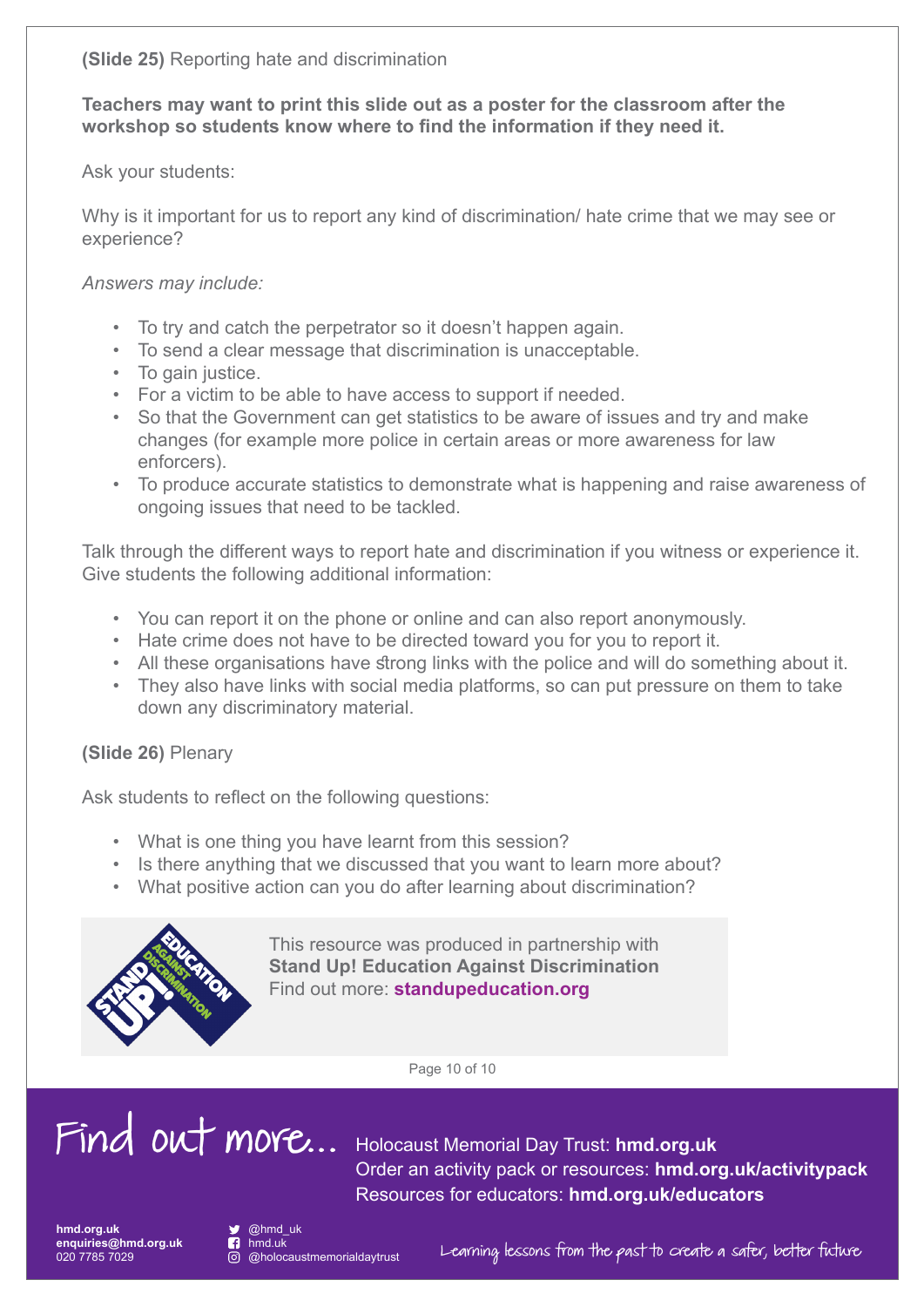**(Slide 25)** Reporting hate and discrimination

**Teachers may want to print this slide out as a poster for the classroom after the workshop so students know where to find the information if they need it.**

Ask your students:

Why is it important for us to report any kind of discrimination/ hate crime that we may see or experience?

*Answers may include:*

- To try and catch the perpetrator so it doesn't happen again.
- To send a clear message that discrimination is unacceptable.
- To gain justice.
- For a victim to be able to have access to support if needed.
- So that the Government can get statistics to be aware of issues and try and make changes (for example more police in certain areas or more awareness for law enforcers).
- To produce accurate statistics to demonstrate what is happening and raise awareness of ongoing issues that need to be tackled.

Talk through the different ways to report hate and discrimination if you witness or experience it. Give students the following additional information:

- You can report it on the phone or online and can also report anonymously.
- Hate crime does not have to be directed toward you for you to report it.
- All these organisations have strong links with the police and will do something about it.
- They also have links with social media platforms, so can put pressure on them to take down any discriminatory material.

**(Slide 26)** Plenary

Ask students to reflect on the following questions:

- What is one thing you have learnt from this session?
- Is there anything that we discussed that you want to learn more about?
- What positive action can you do after learning about discrimination?

This resource was produced in partnership with **Stand Up! Education Against Discrimination**
Find out more: **standupeducation.org**

Find out more...

Holocaust Memorial Day Trust: **hmd.org.uk**
Order an activity pack or resources: **hmd.org.uk/activitypack**
Resources for educators: **hmd.org.uk/educators**

**hmd.org.uk**
**enquiries@hmd.org.uk**
020 7785 7029

@hmd_uk
hmd.uk
@holocaustmemorialdaytrust

Learning lessons from the past to create a safer, better future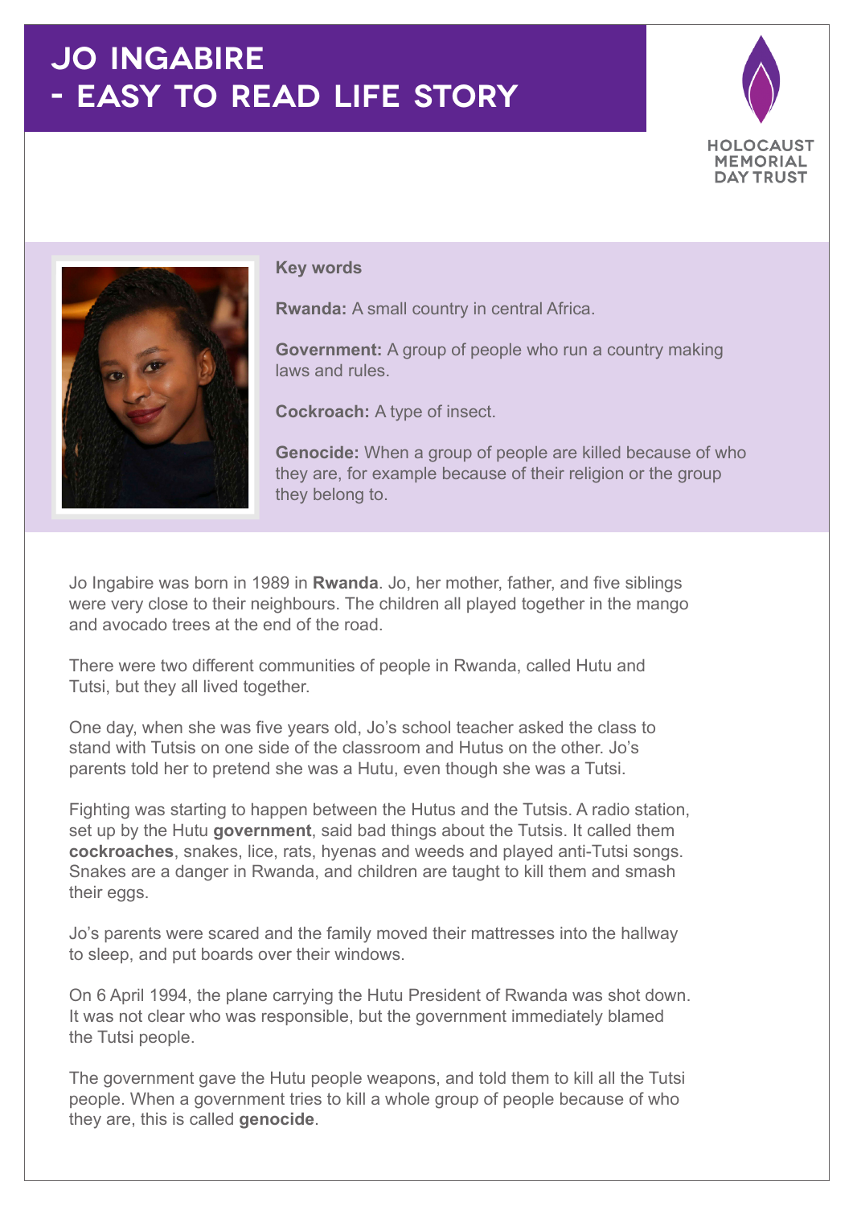# JO INGABIRE - EASY TO READ LIFE STORY

HOLOCAUST MEMORIAL DAY TRUST

**Key words**

**Rwanda:** A small country in central Africa.

**Government:** A group of people who run a country making laws and rules.

**Cockroach:** A type of insect.

**Genocide:** When a group of people are killed because of who they are, for example because of their religion or the group they belong to.

Jo Ingabire was born in 1989 in **Rwanda**. Jo, her mother, father, and five siblings were very close to their neighbours. The children all played together in the mango and avocado trees at the end of the road.

There were two different communities of people in Rwanda, called Hutu and Tutsi, but they all lived together.

One day, when she was five years old, Jo's school teacher asked the class to stand with Tutsis on one side of the classroom and Hutus on the other. Jo's parents told her to pretend she was a Hutu, even though she was a Tutsi.

Fighting was starting to happen between the Hutus and the Tutsis. A radio station, set up by the Hutu **government**, said bad things about the Tutsis. It called them **cockroaches**, snakes, lice, rats, hyenas and weeds and played anti-Tutsi songs. Snakes are a danger in Rwanda, and children are taught to kill them and smash their eggs.

Jo's parents were scared and the family moved their mattresses into the hallway to sleep, and put boards over their windows.

On 6 April 1994, the plane carrying the Hutu President of Rwanda was shot down. It was not clear who was responsible, but the government immediately blamed the Tutsi people.

The government gave the Hutu people weapons, and told them to kill all the Tutsi people. When a government tries to kill a whole group of people because of who they are, this is called **genocide**.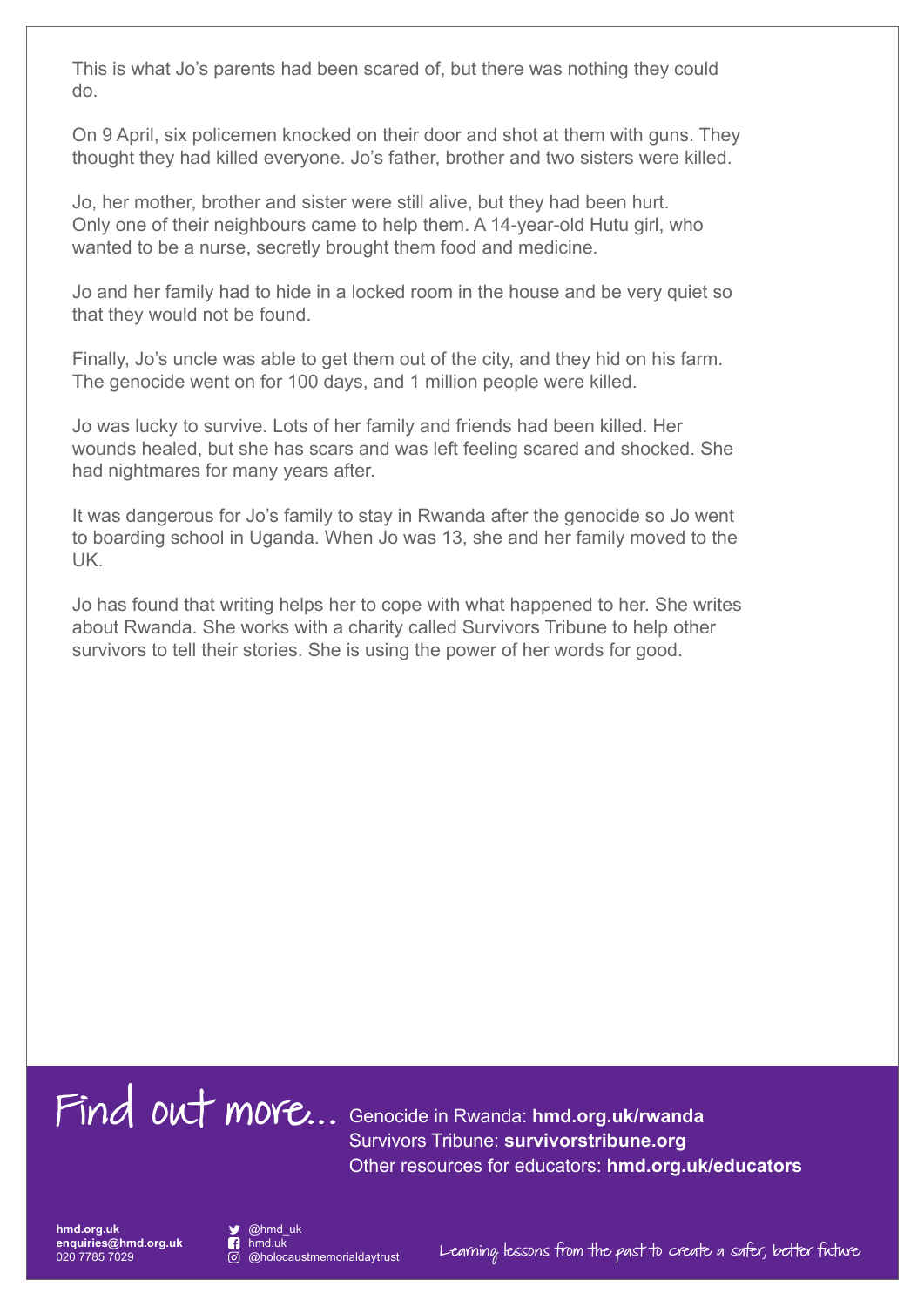This is what Jo's parents had been scared of, but there was nothing they could do.

On 9 April, six policemen knocked on their door and shot at them with guns. They thought they had killed everyone. Jo's father, brother and two sisters were killed.

Jo, her mother, brother and sister were still alive, but they had been hurt. Only one of their neighbours came to help them. A 14-year-old Hutu girl, who wanted to be a nurse, secretly brought them food and medicine.

Jo and her family had to hide in a locked room in the house and be very quiet so that they would not be found.

Finally, Jo's uncle was able to get them out of the city, and they hid on his farm. The genocide went on for 100 days, and 1 million people were killed.

Jo was lucky to survive. Lots of her family and friends had been killed. Her wounds healed, but she has scars and was left feeling scared and shocked. She had nightmares for many years after.

It was dangerous for Jo's family to stay in Rwanda after the genocide so Jo went to boarding school in Uganda. When Jo was 13, she and her family moved to the UK.

Jo has found that writing helps her to cope with what happened to her. She writes about Rwanda. She works with a charity called Survivors Tribune to help other survivors to tell their stories. She is using the power of her words for good.

## Find out more...

Genocide in Rwanda: **hmd.org.uk/rwanda**
Survivors Tribune: **survivorstribune.org**
Other resources for educators: **hmd.org.uk/educators**

**hmd.org.uk**
**enquiries@hmd.org.uk**
020 7785 7029

@hmd_uk
hmd.uk
@holocaustmemorialdaytrust

Learning lessons from the past to create a safer, better future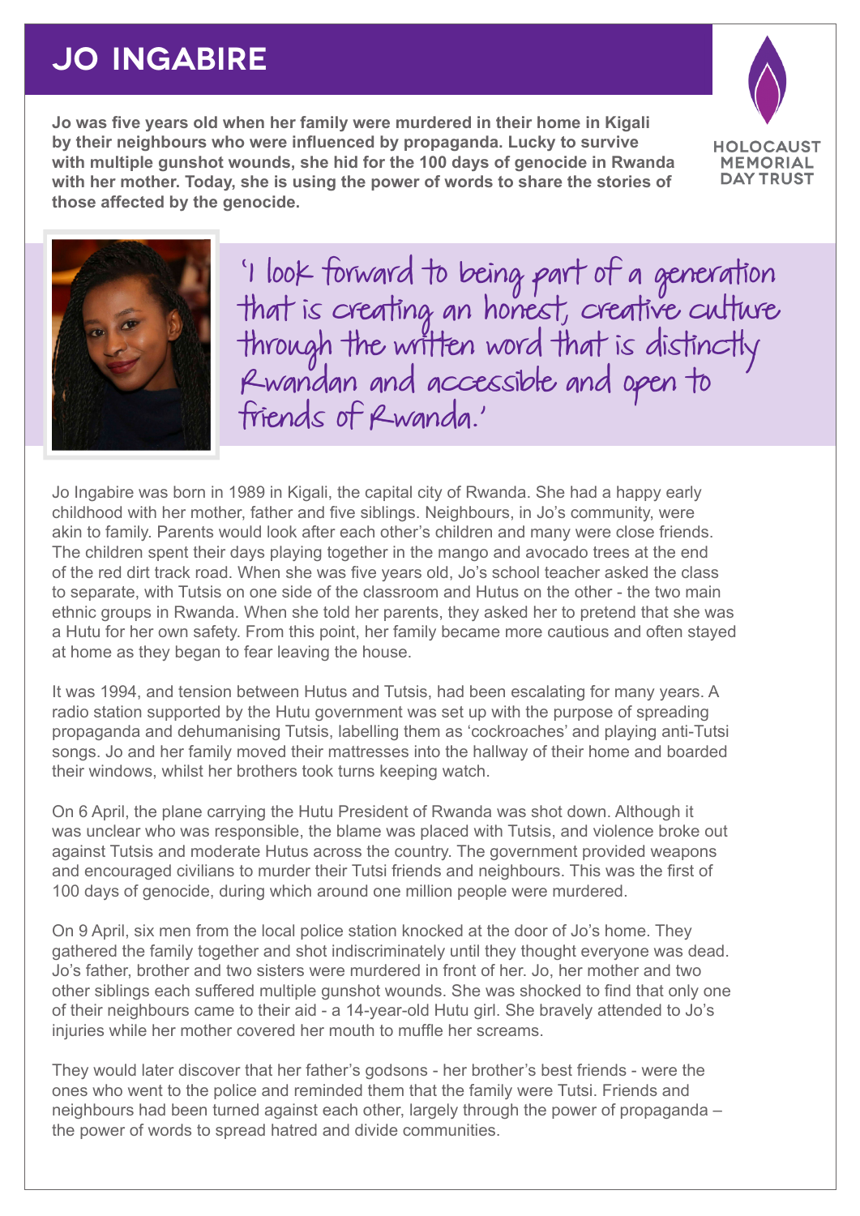# JO INGABIRE

**Jo was five years old when her family were murdered in their home in Kigali by their neighbours who were influenced by propaganda. Lucky to survive with multiple gunshot wounds, she hid for the 100 days of genocide in Rwanda with her mother. Today, she is using the power of words to share the stories of those affected by the genocide.**

HOLOCAUST MEMORIAL DAY TRUST

*'I look forward to being part of a generation that is creating an honest, creative culture through the written word that is distinctly Rwandan and accessible and open to friends of Rwanda.'*

Jo Ingabire was born in 1989 in Kigali, the capital city of Rwanda. She had a happy early childhood with her mother, father and five siblings. Neighbours, in Jo's community, were akin to family. Parents would look after each other's children and many were close friends. The children spent their days playing together in the mango and avocado trees at the end of the red dirt track road. When she was five years old, Jo's school teacher asked the class to separate, with Tutsis on one side of the classroom and Hutus on the other - the two main ethnic groups in Rwanda. When she told her parents, they asked her to pretend that she was a Hutu for her own safety. From this point, her family became more cautious and often stayed at home as they began to fear leaving the house.

It was 1994, and tension between Hutus and Tutsis, had been escalating for many years. A radio station supported by the Hutu government was set up with the purpose of spreading propaganda and dehumanising Tutsis, labelling them as 'cockroaches' and playing anti-Tutsi songs. Jo and her family moved their mattresses into the hallway of their home and boarded their windows, whilst her brothers took turns keeping watch.

On 6 April, the plane carrying the Hutu President of Rwanda was shot down. Although it was unclear who was responsible, the blame was placed with Tutsis, and violence broke out against Tutsis and moderate Hutus across the country. The government provided weapons and encouraged civilians to murder their Tutsi friends and neighbours. This was the first of 100 days of genocide, during which around one million people were murdered.

On 9 April, six men from the local police station knocked at the door of Jo's home. They gathered the family together and shot indiscriminately until they thought everyone was dead. Jo's father, brother and two sisters were murdered in front of her. Jo, her mother and two other siblings each suffered multiple gunshot wounds. She was shocked to find that only one of their neighbours came to their aid - a 14-year-old Hutu girl. She bravely attended to Jo's injuries while her mother covered her mouth to muffle her screams.

They would later discover that her father's godsons - her brother's best friends - were the ones who went to the police and reminded them that the family were Tutsi. Friends and neighbours had been turned against each other, largely through the power of propaganda – the power of words to spread hatred and divide communities.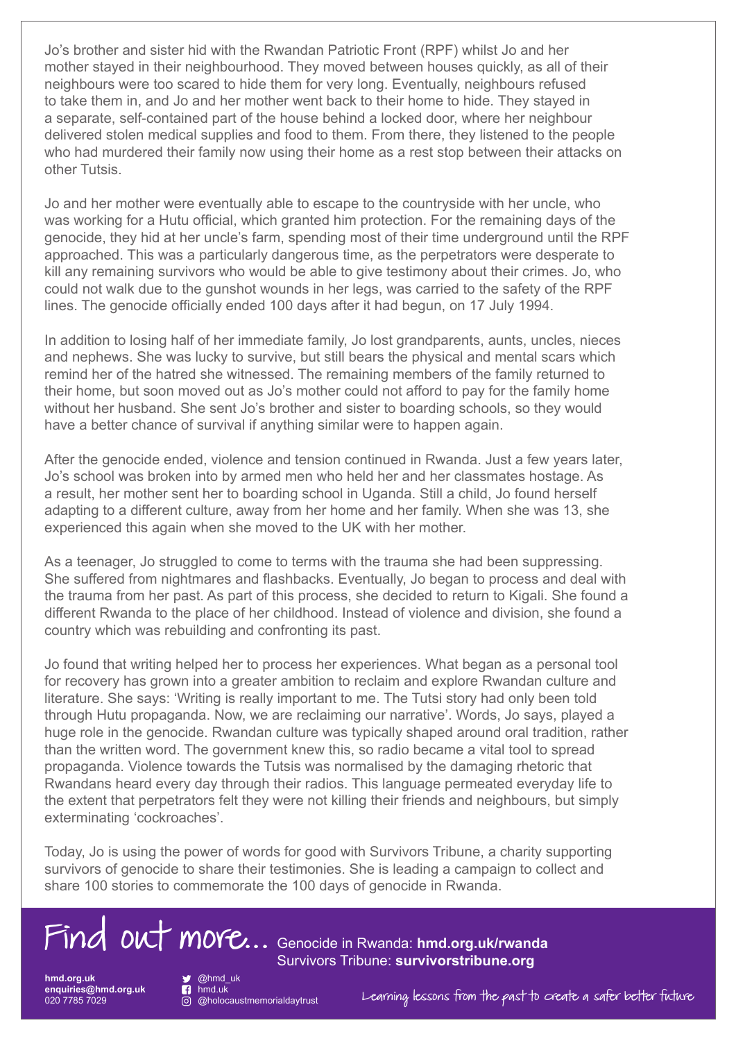Jo's brother and sister hid with the Rwandan Patriotic Front (RPF) whilst Jo and her mother stayed in their neighbourhood. They moved between houses quickly, as all of their neighbours were too scared to hide them for very long. Eventually, neighbours refused to take them in, and Jo and her mother went back to their home to hide. They stayed in a separate, self-contained part of the house behind a locked door, where her neighbour delivered stolen medical supplies and food to them. From there, they listened to the people who had murdered their family now using their home as a rest stop between their attacks on other Tutsis.

Jo and her mother were eventually able to escape to the countryside with her uncle, who was working for a Hutu official, which granted him protection. For the remaining days of the genocide, they hid at her uncle's farm, spending most of their time underground until the RPF approached. This was a particularly dangerous time, as the perpetrators were desperate to kill any remaining survivors who would be able to give testimony about their crimes. Jo, who could not walk due to the gunshot wounds in her legs, was carried to the safety of the RPF lines. The genocide officially ended 100 days after it had begun, on 17 July 1994.

In addition to losing half of her immediate family, Jo lost grandparents, aunts, uncles, nieces and nephews. She was lucky to survive, but still bears the physical and mental scars which remind her of the hatred she witnessed. The remaining members of the family returned to their home, but soon moved out as Jo's mother could not afford to pay for the family home without her husband. She sent Jo's brother and sister to boarding schools, so they would have a better chance of survival if anything similar were to happen again.

After the genocide ended, violence and tension continued in Rwanda. Just a few years later, Jo's school was broken into by armed men who held her and her classmates hostage. As a result, her mother sent her to boarding school in Uganda. Still a child, Jo found herself adapting to a different culture, away from her home and her family. When she was 13, she experienced this again when she moved to the UK with her mother.

As a teenager, Jo struggled to come to terms with the trauma she had been suppressing. She suffered from nightmares and flashbacks. Eventually, Jo began to process and deal with the trauma from her past. As part of this process, she decided to return to Kigali. She found a different Rwanda to the place of her childhood. Instead of violence and division, she found a country which was rebuilding and confronting its past.

Jo found that writing helped her to process her experiences. What began as a personal tool for recovery has grown into a greater ambition to reclaim and explore Rwandan culture and literature. She says: 'Writing is really important to me. The Tutsi story had only been told through Hutu propaganda. Now, we are reclaiming our narrative'. Words, Jo says, played a huge role in the genocide. Rwandan culture was typically shaped around oral tradition, rather than the written word. The government knew this, so radio became a vital tool to spread propaganda. Violence towards the Tutsis was normalised by the damaging rhetoric that Rwandans heard every day through their radios. This language permeated everyday life to the extent that perpetrators felt they were not killing their friends and neighbours, but simply exterminating 'cockroaches'.

Today, Jo is using the power of words for good with Survivors Tribune, a charity supporting survivors of genocide to share their testimonies. She is leading a campaign to collect and share 100 stories to commemorate the 100 days of genocide in Rwanda.

## Find out more...

Genocide in Rwanda: **hmd.org.uk/rwanda**
Survivors Tribune: **survivorstribune.org**

**hmd.org.uk**
**enquiries@hmd.org.uk**
020 7785 7029

@hmd_uk
hmd.uk
@holocaustmemorialdaytrust

Learning lessons from the past to create a safer better future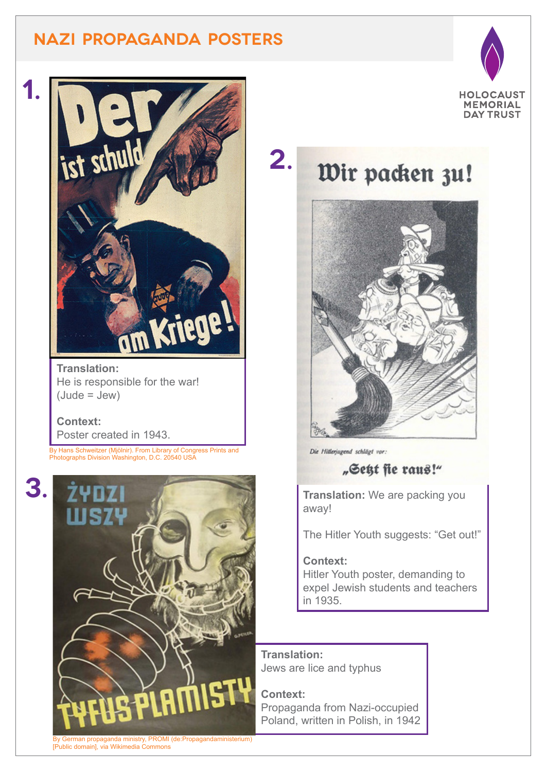# NAZI PROPAGANDA POSTERS

HOLOCAUST MEMORIAL DAY TRUST

## 1.

**Translation:**
He is responsible for the war!
(Jude = Jew)

**Context:**
Poster created in 1943.

By Hans Schweitzer (Mjölnir). From Library of Congress Prints and Photographs Division Washington, D.C. 20540 USA

## 2.

**Translation:** We are packing you away!

The Hitler Youth suggests: "Get out!"

**Context:**
Hitler Youth poster, demanding to expel Jewish students and teachers in 1935.

## 3.

**Translation:**
Jews are lice and typhus

**Context:**
Propaganda from Nazi-occupied Poland, written in Polish, in 1942

By German propaganda ministry, PROMI (de:Propagandaministerium) [Public domain], via Wikimedia Commons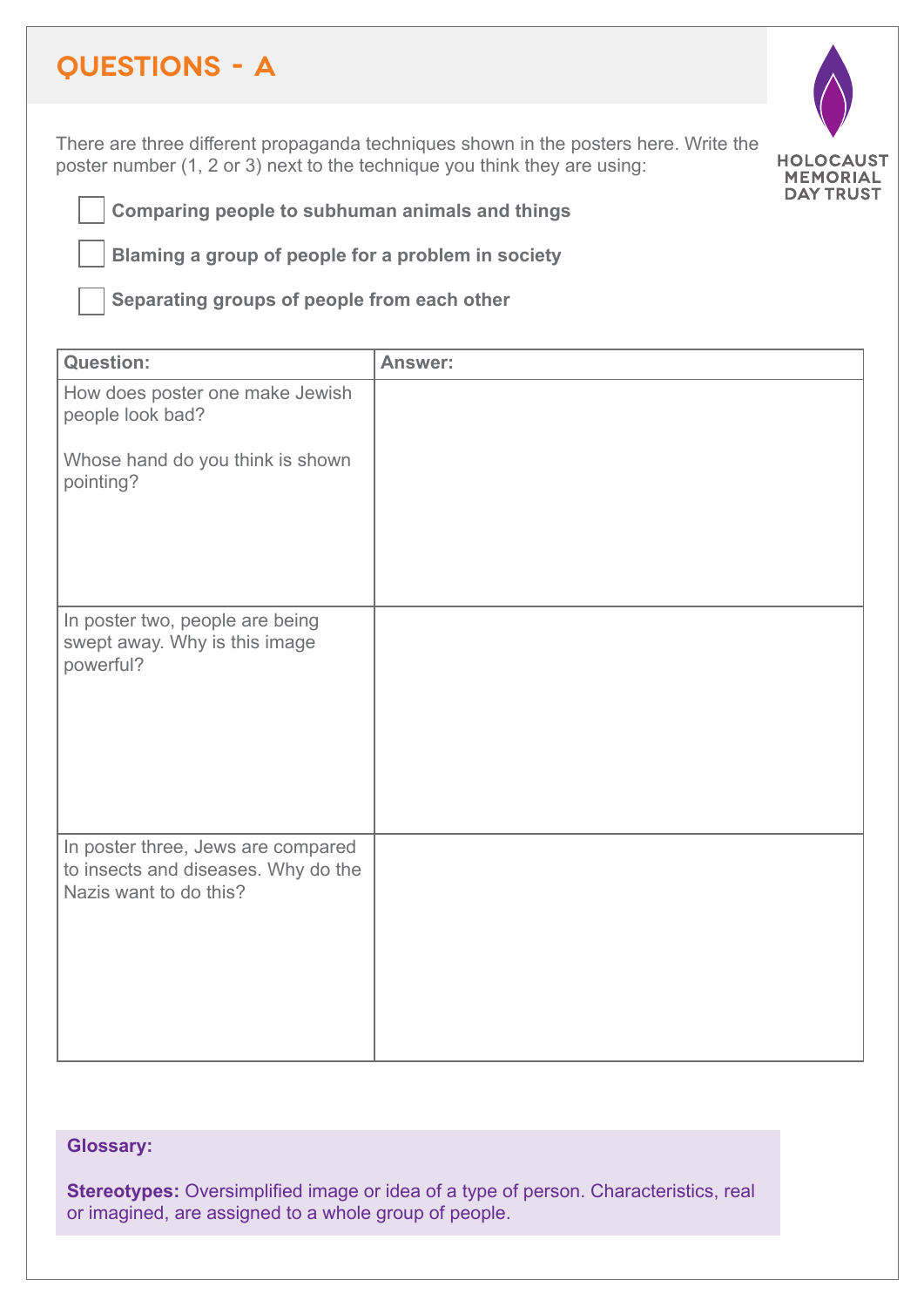## QUESTIONS - A

HOLOCAUST MEMORIAL DAY TRUST

There are three different propaganda techniques shown in the posters here. Write the poster number (1, 2 or 3) next to the technique you think they are using:

- ☐ **Comparing people to subhuman animals and things**
- ☐ **Blaming a group of people for a problem in society**
- ☐ **Separating groups of people from each other**

| Question: | Answer: |
| --- | --- |
| How does poster one make Jewish people look bad?<br><br>Whose hand do you think is shown pointing? | |
| In poster two, people are being swept away. Why is this image powerful? | |
| In poster three, Jews are compared to insects and diseases. Why do the Nazis want to do this? | |

**Glossary:**

**Stereotypes:** Oversimplified image or idea of a type of person. Characteristics, real or imagined, are assigned to a whole group of people.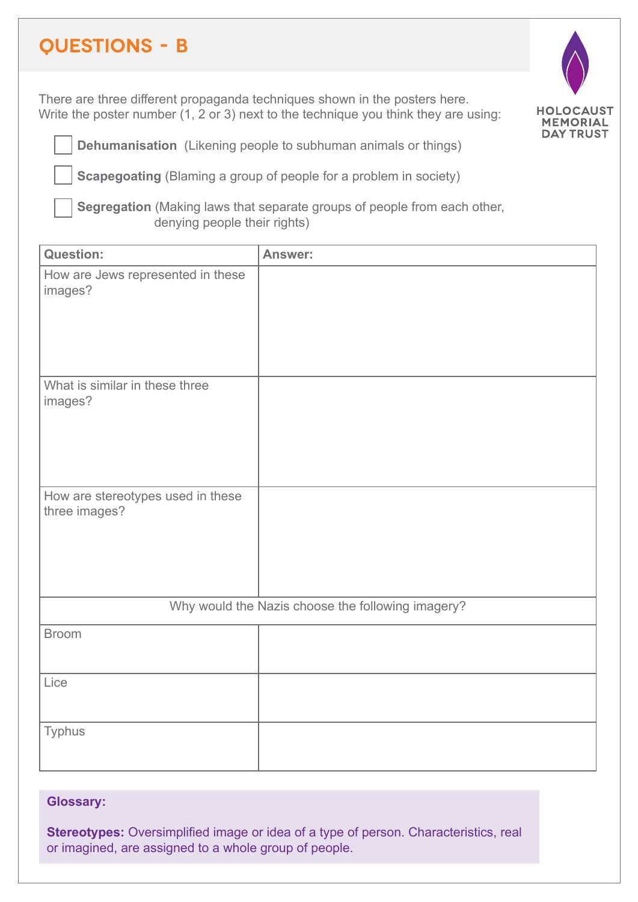## QUESTIONS - B

HOLOCAUST MEMORIAL DAY TRUST

There are three different propaganda techniques shown in the posters here.
Write the poster number (1, 2 or 3) next to the technique you think they are using:

☐ **Dehumanisation** (Likening people to subhuman animals or things)

☐ **Scapegoating** (Blaming a group of people for a problem in society)

☐ **Segregation** (Making laws that separate groups of people from each other, denying people their rights)

| Question: | Answer: |
|---|---|
| How are Jews represented in these images? | |
| What is similar in these three images? | |
| How are stereotypes used in these three images? | |
| Why would the Nazis choose the following imagery? | |
| Broom | |
| Lice | |
| Typhus | |

**Glossary:**

**Stereotypes:** Oversimplified image or idea of a type of person. Characteristics, real or imagined, are assigned to a whole group of people.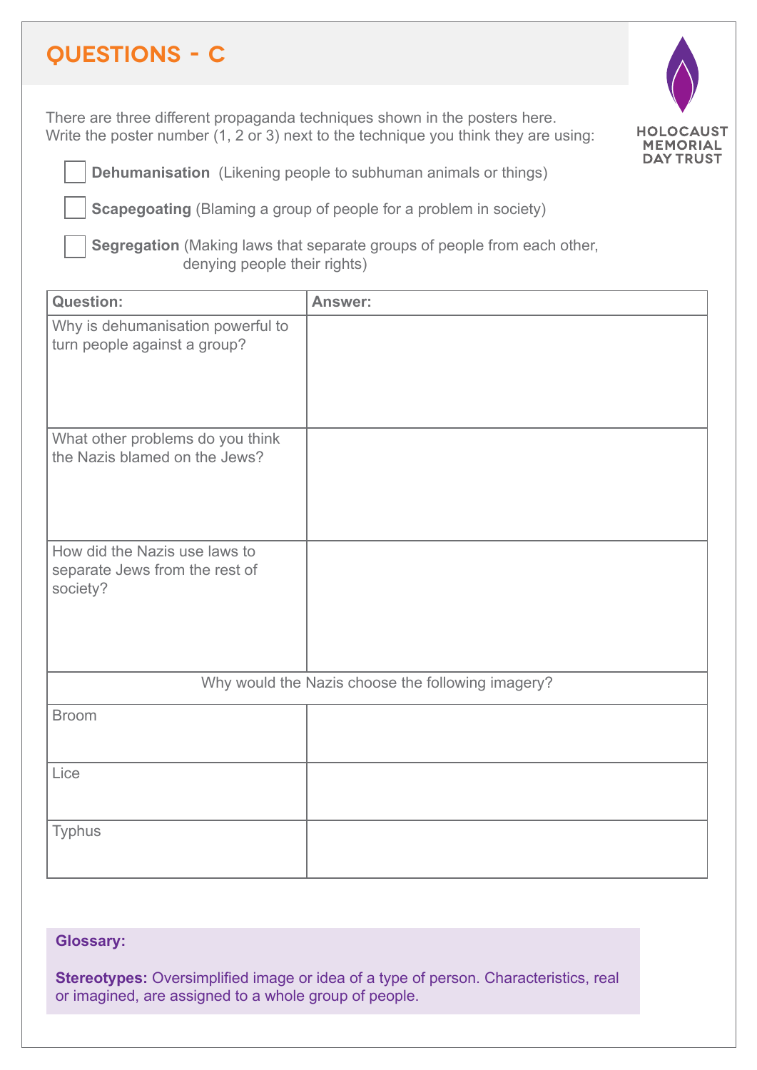# QUESTIONS - C

HOLOCAUST MEMORIAL DAY TRUST

There are three different propaganda techniques shown in the posters here.
Write the poster number (1, 2 or 3) next to the technique you think they are using:

- ☐ **Dehumanisation** (Likening people to subhuman animals or things)
- ☐ **Scapegoating** (Blaming a group of people for a problem in society)
- ☐ **Segregation** (Making laws that separate groups of people from each other, denying people their rights)

| Question: | Answer: |
|---|---|
| Why is dehumanisation powerful to turn people against a group? | |
| What other problems do you think the Nazis blamed on the Jews? | |
| How did the Nazis use laws to separate Jews from the rest of society? | |
| Why would the Nazis choose the following imagery? | |
| Broom | |
| Lice | |
| Typhus | |

**Glossary:**

**Stereotypes:** Oversimplified image or idea of a type of person. Characteristics, real or imagined, are assigned to a whole group of people.